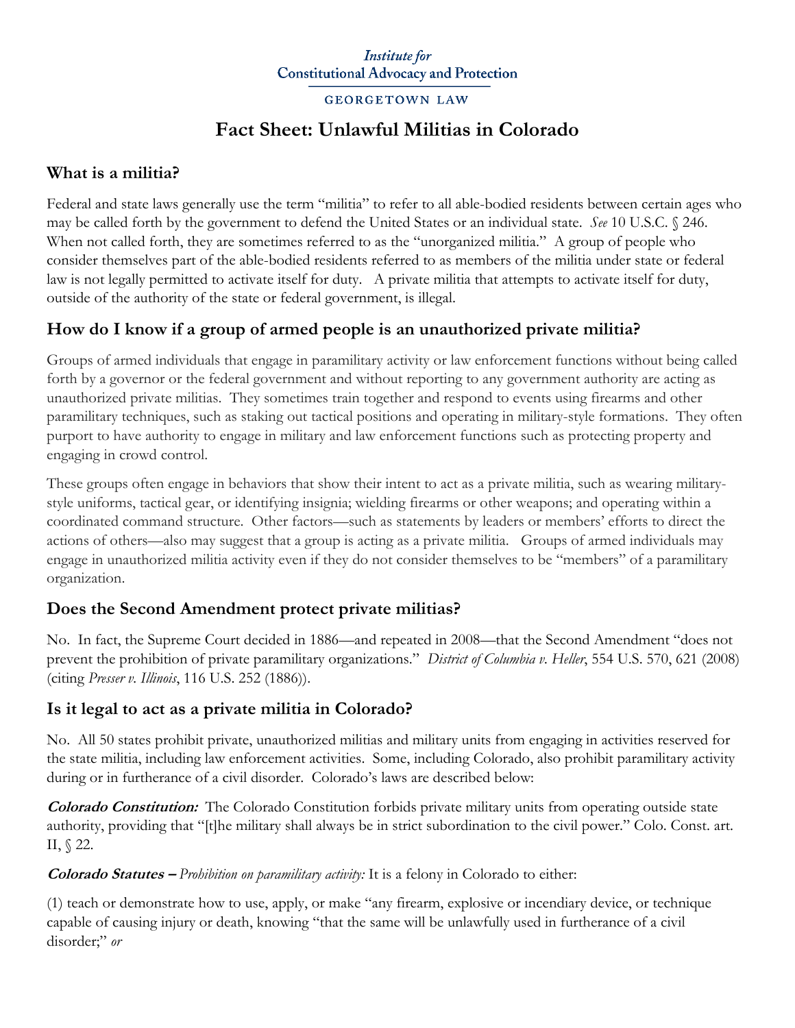Institute for Constitutional Advocacy and Protection

GEORGETOWN LAW

# Fact Sheet: Unlawful Militias in Colorado

## What is a militia?

Federal and state laws generally use the term "militia" to refer to all able-bodied residents between certain ages who may be called forth by the government to defend the United States or an individual state. *See* 10 U.S.C. § 246. When not called forth, they are sometimes referred to as the "unorganized militia." A group of people who consider themselves part of the able-bodied residents referred to as members of the militia under state or federal law is not legally permitted to activate itself for duty. A private militia that attempts to activate itself for duty, outside of the authority of the state or federal government, is illegal.

## How do I know if a group of armed people is an unauthorized private militia?

Groups of armed individuals that engage in paramilitary activity or law enforcement functions without being called forth by a governor or the federal government and without reporting to any government authority are acting as unauthorized private militias. They sometimes train together and respond to events using firearms and other paramilitary techniques, such as staking out tactical positions and operating in military-style formations. They often purport to have authority to engage in military and law enforcement functions such as protecting property and engaging in crowd control.

These groups often engage in behaviors that show their intent to act as a private militia, such as wearing military-style uniforms, tactical gear, or identifying insignia; wielding firearms or other weapons; and operating within a coordinated command structure. Other factors—such as statements by leaders or members' efforts to direct the actions of others—also may suggest that a group is acting as a private militia. Groups of armed individuals may engage in unauthorized militia activity even if they do not consider themselves to be "members" of a paramilitary organization.

## Does the Second Amendment protect private militias?

No. In fact, the Supreme Court decided in 1886—and repeated in 2008—that the Second Amendment "does not prevent the prohibition of private paramilitary organizations." *District of Columbia v. Heller*, 554 U.S. 570, 621 (2008) (citing *Presser v. Illinois*, 116 U.S. 252 (1886)).

## Is it legal to act as a private militia in Colorado?

No. All 50 states prohibit private, unauthorized militias and military units from engaging in activities reserved for the state militia, including law enforcement activities. Some, including Colorado, also prohibit paramilitary activity during or in furtherance of a civil disorder. Colorado's laws are described below:

***Colorado Constitution:*** The Colorado Constitution forbids private military units from operating outside state authority, providing that "[t]he military shall always be in strict subordination to the civil power." Colo. Const. art. II, § 22.

***Colorado Statutes –*** *Prohibition on paramilitary activity:* It is a felony in Colorado to either:

(1) teach or demonstrate how to use, apply, or make "any firearm, explosive or incendiary device, or technique capable of causing injury or death, knowing "that the same will be unlawfully used in furtherance of a civil disorder;" *or*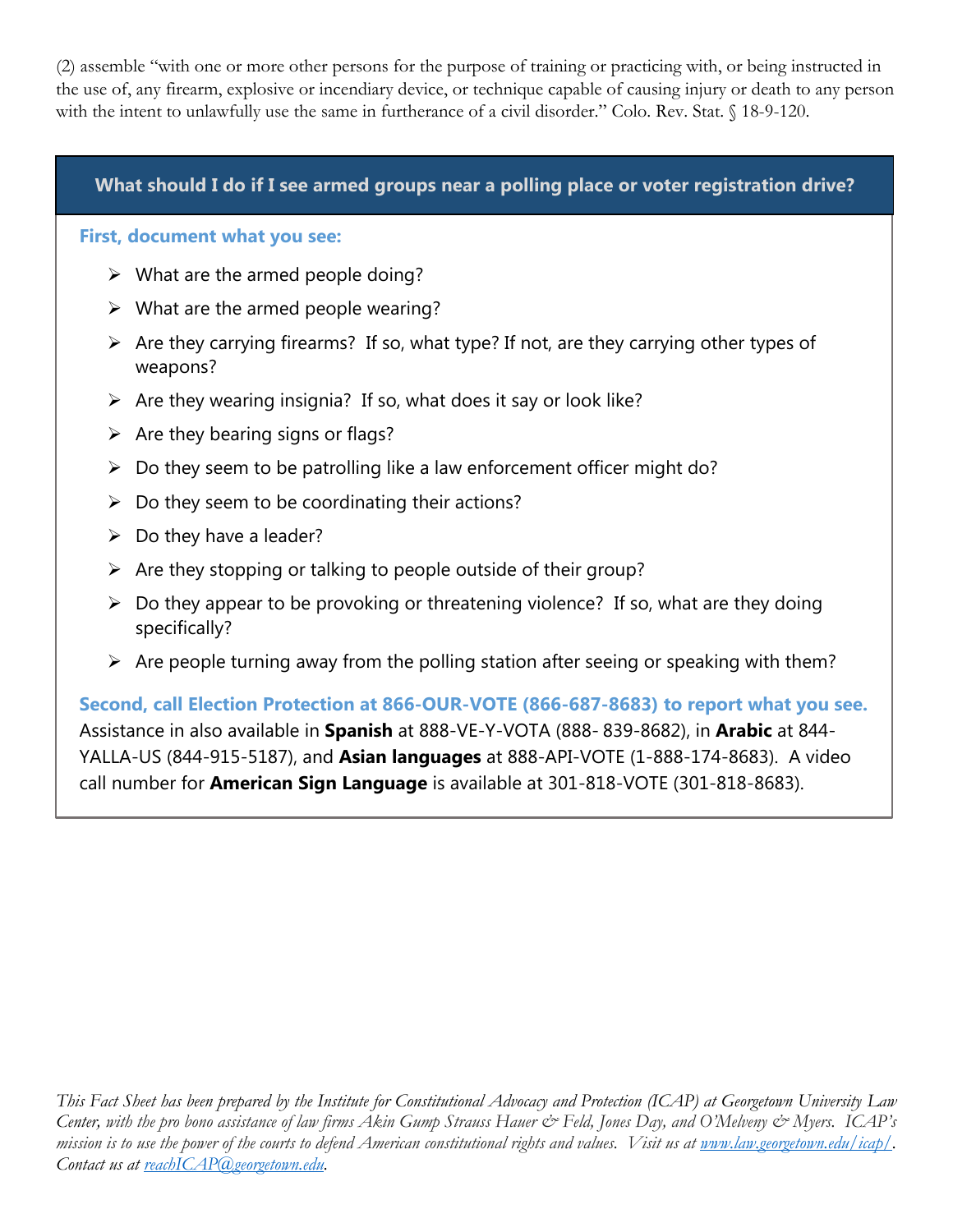(2) assemble "with one or more other persons for the purpose of training or practicing with, or being instructed in the use of, any firearm, explosive or incendiary device, or technique capable of causing injury or death to any person with the intent to unlawfully use the same in furtherance of a civil disorder." Colo. Rev. Stat. § 18-9-120.

## What should I do if I see armed groups near a polling place or voter registration drive?

**First, document what you see:**

- What are the armed people doing?
- What are the armed people wearing?
- Are they carrying firearms? If so, what type? If not, are they carrying other types of weapons?
- Are they wearing insignia? If so, what does it say or look like?
- Are they bearing signs or flags?
- Do they seem to be patrolling like a law enforcement officer might do?
- Do they seem to be coordinating their actions?
- Do they have a leader?
- Are they stopping or talking to people outside of their group?
- Do they appear to be provoking or threatening violence? If so, what are they doing specifically?
- Are people turning away from the polling station after seeing or speaking with them?

**Second, call Election Protection at 866-OUR-VOTE (866-687-8683) to report what you see.** Assistance in also available in **Spanish** at 888-VE-Y-VOTA (888- 839-8682), in **Arabic** at 844-YALLA-US (844-915-5187), and **Asian languages** at 888-API-VOTE (1-888-174-8683). A video call number for **American Sign Language** is available at 301-818-VOTE (301-818-8683).

*This Fact Sheet has been prepared by the Institute for Constitutional Advocacy and Protection (ICAP) at Georgetown University Law Center, with the pro bono assistance of law firms Akin Gump Strauss Hauer & Feld, Jones Day, and O'Melveny & Myers. ICAP's mission is to use the power of the courts to defend American constitutional rights and values. Visit us at [www.law.georgetown.edu/icap/](www.law.georgetown.edu/icap/). Contact us at [reachICAP@georgetown.edu](mailto:reachICAP@georgetown.edu).*